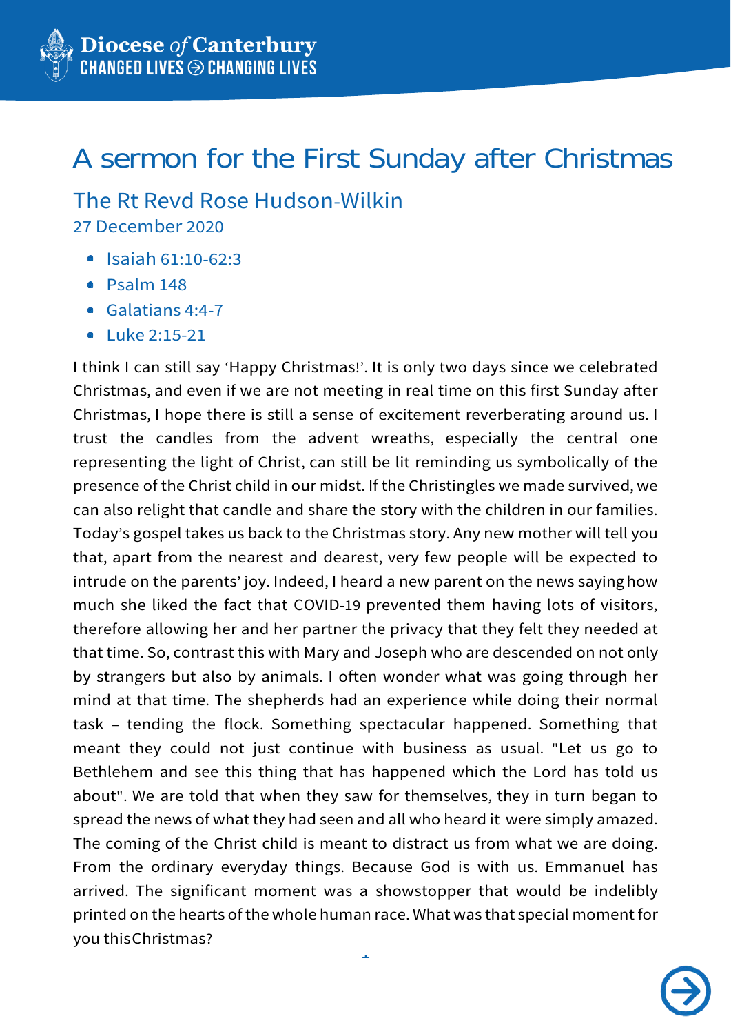# A sermon for the First Sunday after Christmas

## The Rt Revd Rose Hudson-Wilkin

27 December 2020

- Isaiah 61:10-62:3
- Psalm 148
- Galatians 4:4-7
- Luke 2:15-21

I think I can still say 'Happy Christmas!'. It is only two days since we celebrated Christmas, and even if we are not meeting in real time on this first Sunday after Christmas, I hope there is still a sense of excitement reverberating around us. I trust the candles from the advent wreaths, especially the central one representing the light of Christ, can still be lit reminding us symbolically of the presence of the Christ child in our midst. If the Christingles we made survived, we can also relight that candle and share the story with the children in our families. Today's gospel takes us back to the Christmas story. Any new mother will tell you that, apart from the nearest and dearest, very few people will be expected to intrude on the parents' joy. Indeed, I heard a new parent on the news saying how much she liked the fact that COVID-19 prevented them having lots of visitors, therefore allowing her and her partner the privacy that they felt they needed at that time. So, contrast this with Mary and Joseph who are descended on not only by strangers but also by animals. I often wonder what was going through her mind at that time. The shepherds had an experience while doing their normal task – tending the flock. Something spectacular happened. Something that meant they could not just continue with business as usual. "Let us go to Bethlehem and see this thing that has happened which the Lord has told us about". We are told that when they saw for themselves, they in turn began to spread the news of what they had seen and all who heard it were simply amazed. The coming of the Christ child is meant to distract us from what we are doing. From the ordinary everyday things. Because God is with us. Emmanuel has arrived. The significant moment was a showstopper that would be indelibly printed on the hearts of the whole human race. What was that special moment for you this Christmas?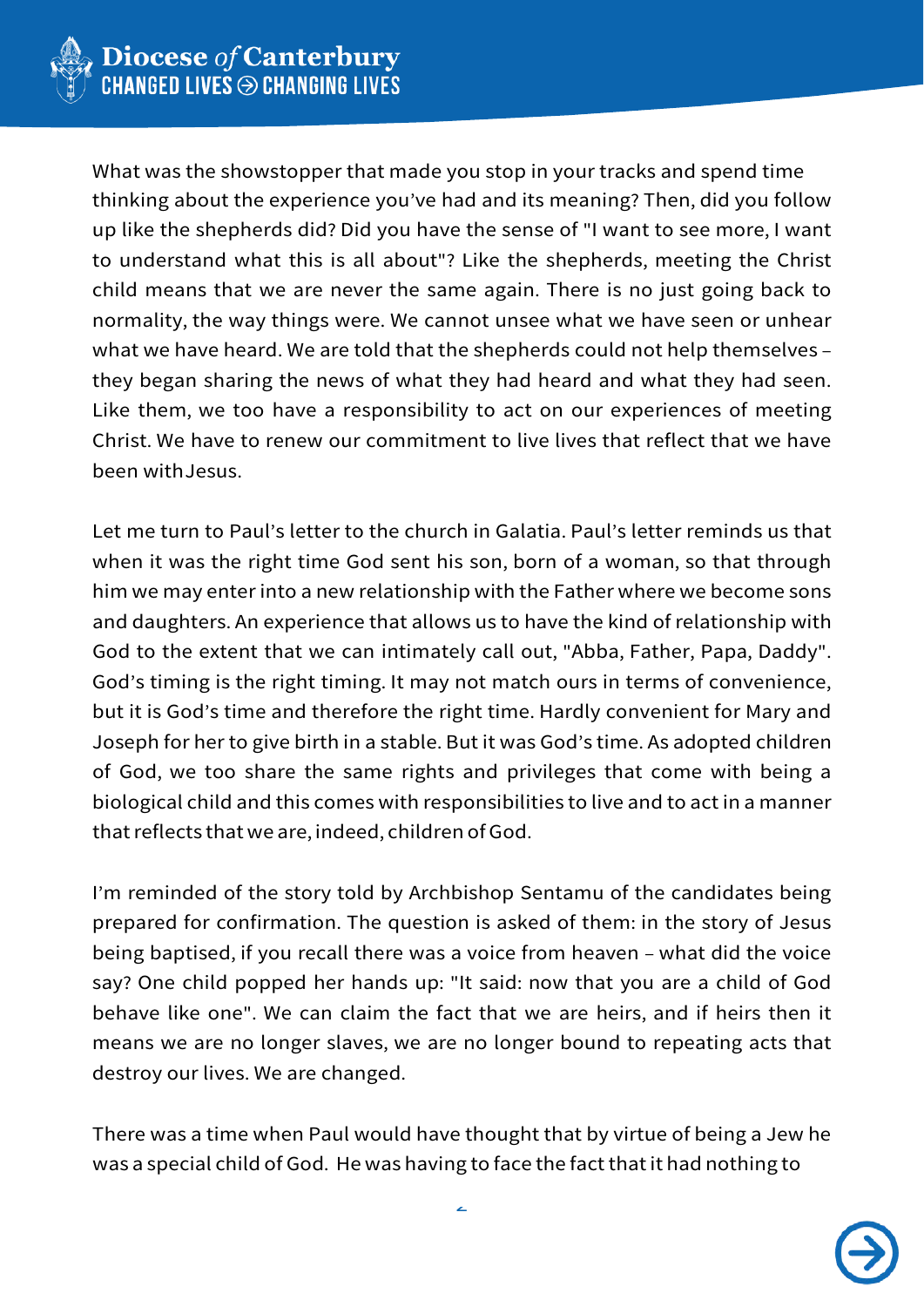What was the showstopper that made you stop in your tracks and spend time thinking about the experience you've had and its meaning? Then, did you follow up like the shepherds did? Did you have the sense of "I want to see more, I want to understand what this is all about"? Like the shepherds, meeting the Christ child means that we are never the same again. There is no just going back to normality, the way things were. We cannot unsee what we have seen or unhear what we have heard. We are told that the shepherds could not help themselves – they began sharing the news of what they had heard and what they had seen. Like them, we too have a responsibility to act on our experiences of meeting Christ. We have to renew our commitment to live lives that reflect that we have been with Jesus.

Let me turn to Paul's letter to the church in Galatia. Paul's letter reminds us that when it was the right time God sent his son, born of a woman, so that through him we may enter into a new relationship with the Father where we become sons and daughters. An experience that allows us to have the kind of relationship with God to the extent that we can intimately call out, "Abba, Father, Papa, Daddy". God's timing is the right timing. It may not match ours in terms of convenience, but it is God's time and therefore the right time. Hardly convenient for Mary and Joseph for her to give birth in a stable. But it was God's time. As adopted children of God, we too share the same rights and privileges that come with being a biological child and this comes with responsibilities to live and to act in a manner that reflects that we are, indeed, children of God.

I'm reminded of the story told by Archbishop Sentamu of the candidates being prepared for confirmation. The question is asked of them: in the story of Jesus being baptised, if you recall there was a voice from heaven – what did the voice say? One child popped her hands up: "It said: now that you are a child of God behave like one". We can claim the fact that we are heirs, and if heirs then it means we are no longer slaves, we are no longer bound to repeating acts that destroy our lives. We are changed.

There was a time when Paul would have thought that by virtue of being a Jew he was a special child of God. He was having to face the fact that it had nothing to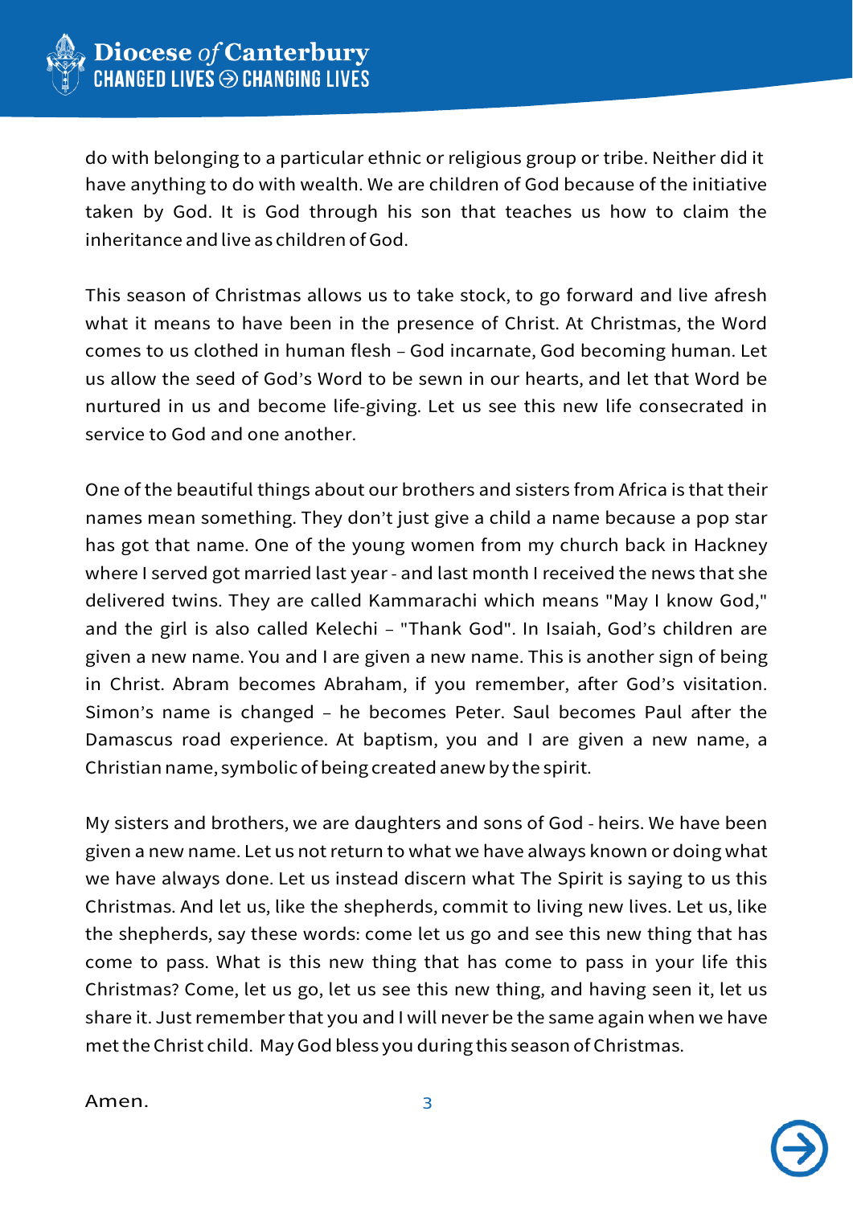do with belonging to a particular ethnic or religious group or tribe. Neither did it have anything to do with wealth. We are children of God because of the initiative taken by God. It is God through his son that teaches us how to claim the inheritance and live as children of God.

This season of Christmas allows us to take stock, to go forward and live afresh what it means to have been in the presence of Christ. At Christmas, the Word comes to us clothed in human flesh – God incarnate, God becoming human. Let us allow the seed of God's Word to be sewn in our hearts, and let that Word be nurtured in us and become life-giving. Let us see this new life consecrated in service to God and one another.

One of the beautiful things about our brothers and sisters from Africa is that their names mean something. They don't just give a child a name because a pop star has got that name. One of the young women from my church back in Hackney where I served got married last year - and last month I received the news that she delivered twins. They are called Kammarachi which means "May I know God," and the girl is also called Kelechi – "Thank God". In Isaiah, God's children are given a new name. You and I are given a new name. This is another sign of being in Christ. Abram becomes Abraham, if you remember, after God's visitation. Simon's name is changed – he becomes Peter. Saul becomes Paul after the Damascus road experience. At baptism, you and I are given a new name, a Christian name, symbolic of being created anew by the spirit.

My sisters and brothers, we are daughters and sons of God - heirs. We have been given a new name. Let us not return to what we have always known or doing what we have always done. Let us instead discern what The Spirit is saying to us this Christmas. And let us, like the shepherds, commit to living new lives. Let us, like the shepherds, say these words: come let us go and see this new thing that has come to pass. What is this new thing that has come to pass in your life this Christmas? Come, let us go, let us see this new thing, and having seen it, let us share it. Just remember that you and I will never be the same again when we have met the Christ child. May God bless you during this season of Christmas.

Amen.